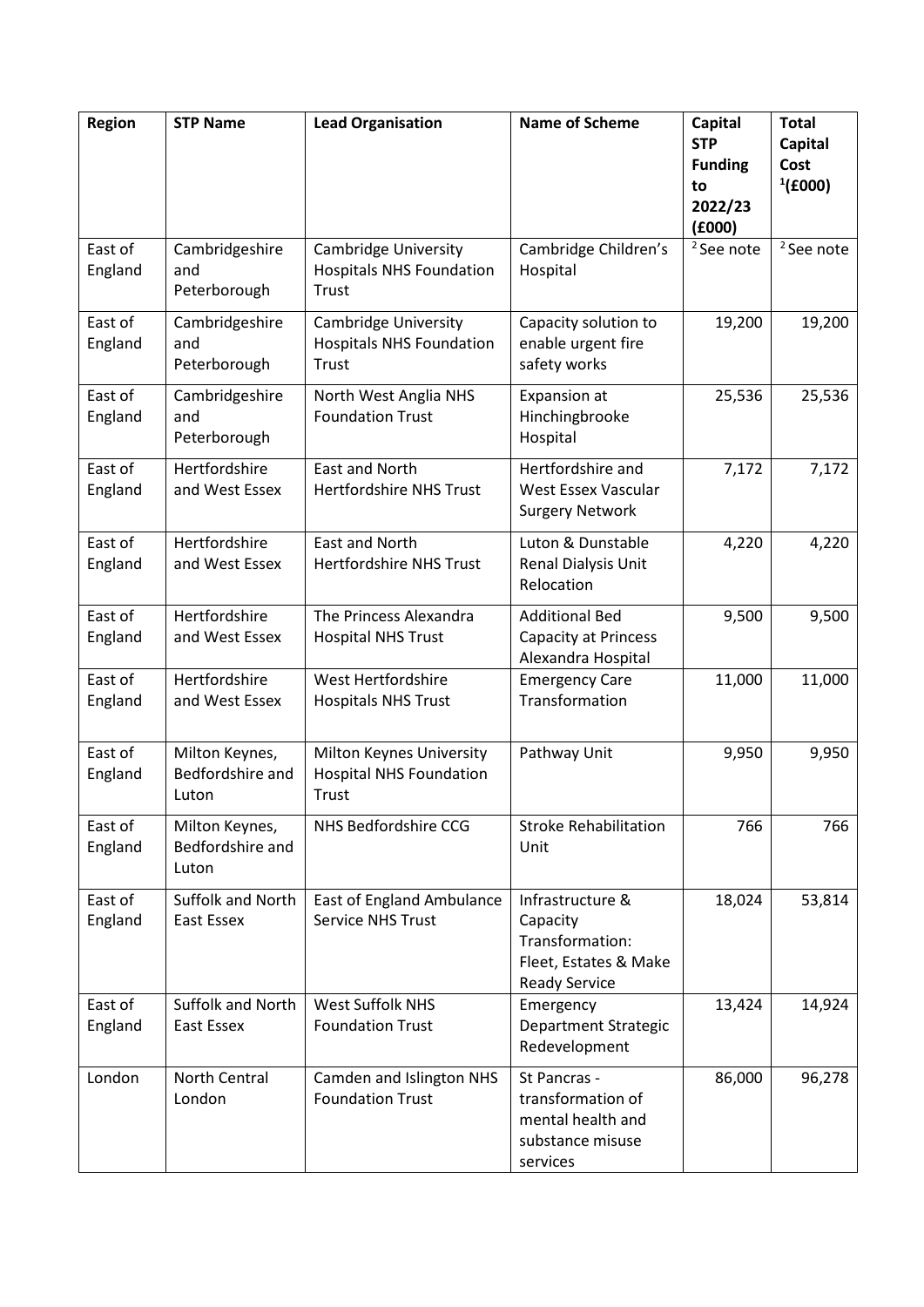| Region | STP Name | Lead Organisation | Name of Scheme | Capital STP Funding to 2022/23 (£000) | Total Capital Cost [1](£000) |
|---|---|---|---|---|---|
| East of England | Cambridgeshire and Peterborough | Cambridge University Hospitals NHS Foundation Trust | Cambridge Children's Hospital | [2] See note | [2] See note |
| East of England | Cambridgeshire and Peterborough | Cambridge University Hospitals NHS Foundation Trust | Capacity solution to enable urgent fire safety works | 19,200 | 19,200 |
| East of England | Cambridgeshire and Peterborough | North West Anglia NHS Foundation Trust | Expansion at Hinchingbrooke Hospital | 25,536 | 25,536 |
| East of England | Hertfordshire and West Essex | East and North Hertfordshire NHS Trust | Hertfordshire and West Essex Vascular Surgery Network | 7,172 | 7,172 |
| East of England | Hertfordshire and West Essex | East and North Hertfordshire NHS Trust | Luton & Dunstable Renal Dialysis Unit Relocation | 4,220 | 4,220 |
| East of England | Hertfordshire and West Essex | The Princess Alexandra Hospital NHS Trust | Additional Bed Capacity at Princess Alexandra Hospital | 9,500 | 9,500 |
| East of England | Hertfordshire and West Essex | West Hertfordshire Hospitals NHS Trust | Emergency Care Transformation | 11,000 | 11,000 |
| East of England | Milton Keynes, Bedfordshire and Luton | Milton Keynes University Hospital NHS Foundation Trust | Pathway Unit | 9,950 | 9,950 |
| East of England | Milton Keynes, Bedfordshire and Luton | NHS Bedfordshire CCG | Stroke Rehabilitation Unit | 766 | 766 |
| East of England | Suffolk and North East Essex | East of England Ambulance Service NHS Trust | Infrastructure & Capacity Transformation: Fleet, Estates & Make Ready Service | 18,024 | 53,814 |
| East of England | Suffolk and North East Essex | West Suffolk NHS Foundation Trust | Emergency Department Strategic Redevelopment | 13,424 | 14,924 |
| London | North Central London | Camden and Islington NHS Foundation Trust | St Pancras - transformation of mental health and substance misuse services | 86,000 | 96,278 |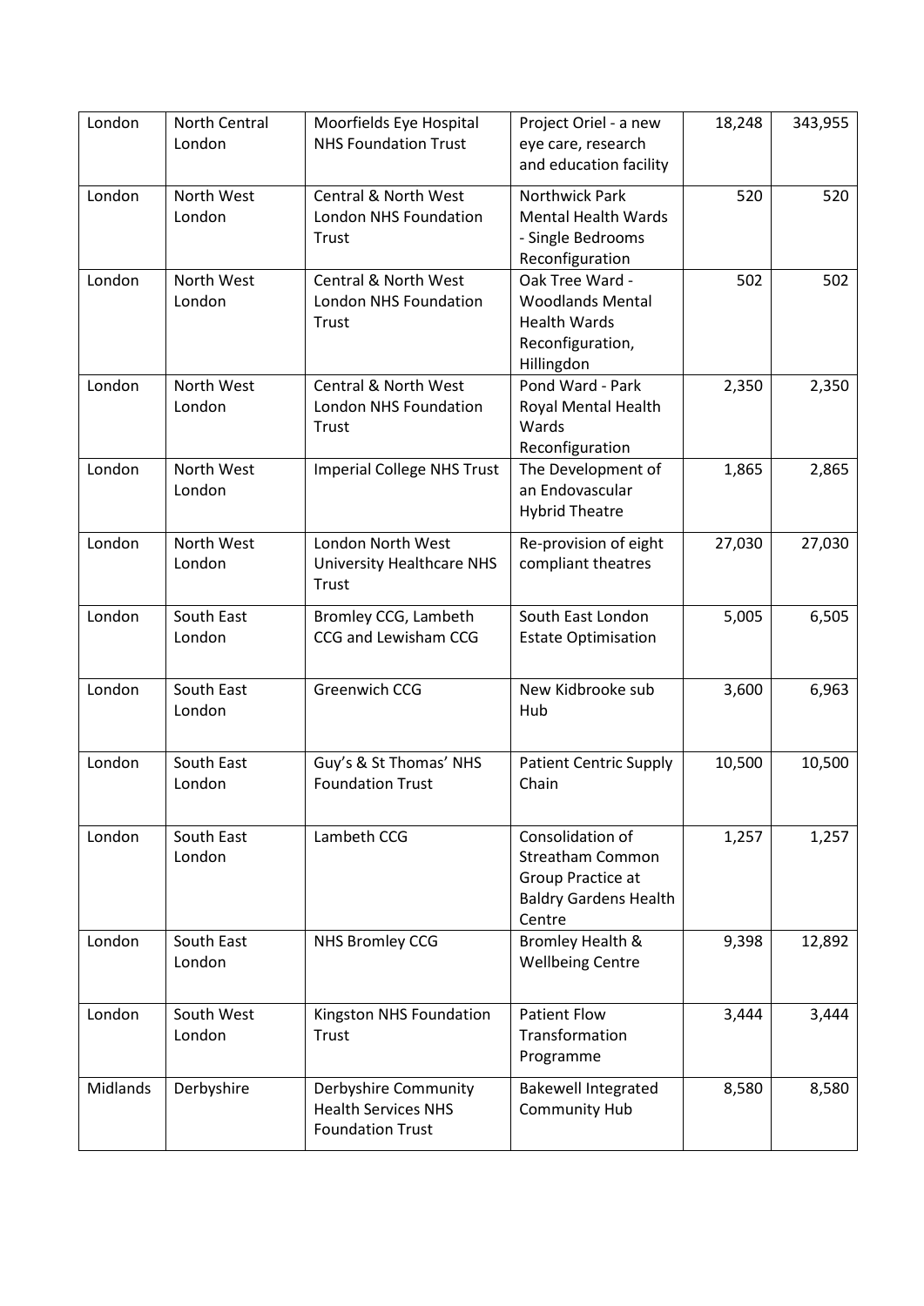| | | | | | |
|---|---|---|---|---|---|
| London | North Central London | Moorfields Eye Hospital NHS Foundation Trust | Project Oriel - a new eye care, research and education facility | 18,248 | 343,955 |
| London | North West London | Central & North West London NHS Foundation Trust | Northwick Park Mental Health Wards - Single Bedrooms Reconfiguration | 520 | 520 |
| London | North West London | Central & North West London NHS Foundation Trust | Oak Tree Ward - Woodlands Mental Health Wards Reconfiguration, Hillingdon | 502 | 502 |
| London | North West London | Central & North West London NHS Foundation Trust | Pond Ward - Park Royal Mental Health Wards Reconfiguration | 2,350 | 2,350 |
| London | North West London | Imperial College NHS Trust | The Development of an Endovascular Hybrid Theatre | 1,865 | 2,865 |
| London | North West London | London North West University Healthcare NHS Trust | Re-provision of eight compliant theatres | 27,030 | 27,030 |
| London | South East London | Bromley CCG, Lambeth CCG and Lewisham CCG | South East London Estate Optimisation | 5,005 | 6,505 |
| London | South East London | Greenwich CCG | New Kidbrooke sub Hub | 3,600 | 6,963 |
| London | South East London | Guy's & St Thomas' NHS Foundation Trust | Patient Centric Supply Chain | 10,500 | 10,500 |
| London | South East London | Lambeth CCG | Consolidation of Streatham Common Group Practice at Baldry Gardens Health Centre | 1,257 | 1,257 |
| London | South East London | NHS Bromley CCG | Bromley Health & Wellbeing Centre | 9,398 | 12,892 |
| London | South West London | Kingston NHS Foundation Trust | Patient Flow Transformation Programme | 3,444 | 3,444 |
| Midlands | Derbyshire | Derbyshire Community Health Services NHS Foundation Trust | Bakewell Integrated Community Hub | 8,580 | 8,580 |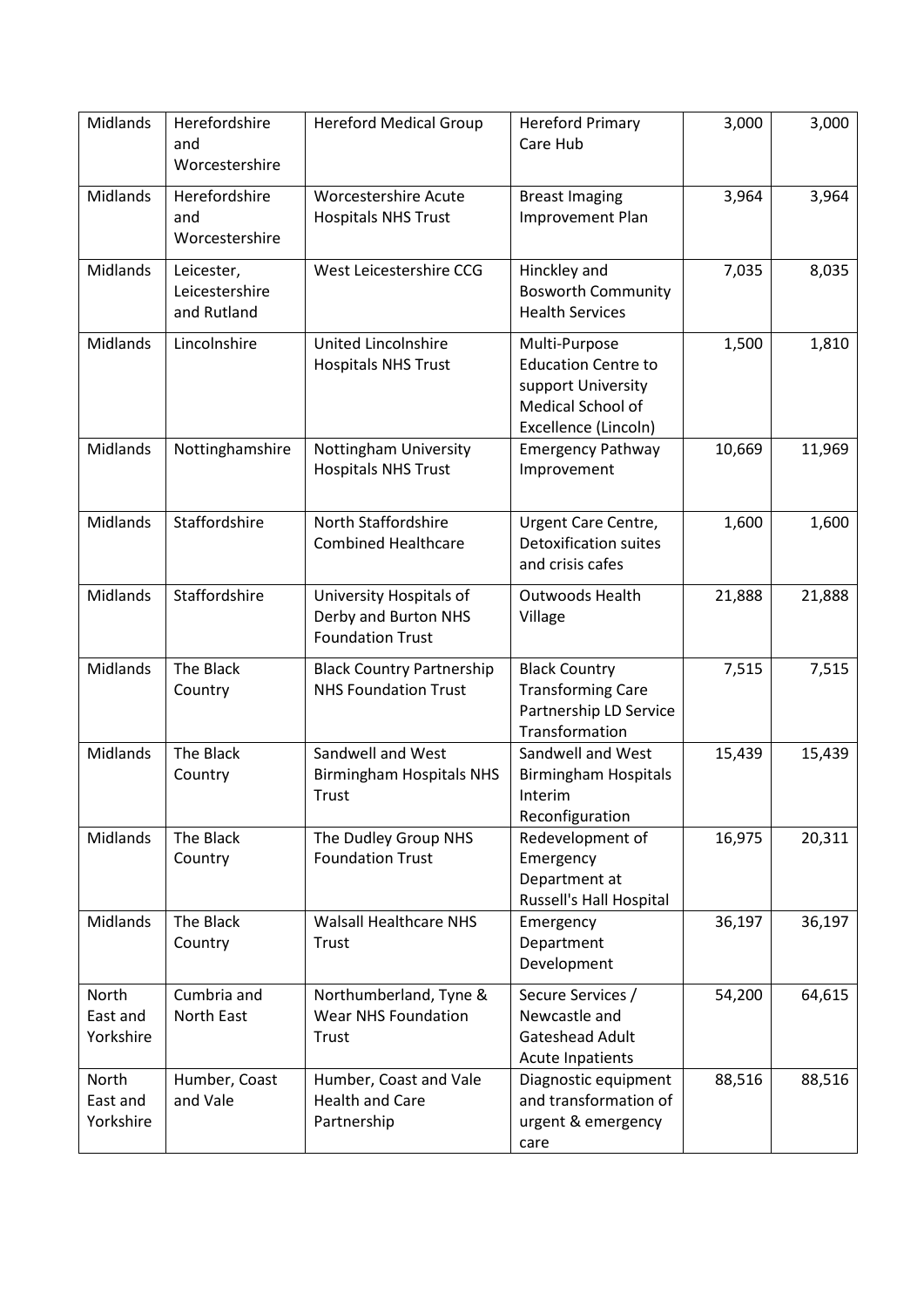| | | | | | |
|---|---|---|---|---|---|
| Midlands | Herefordshire and Worcestershire | Hereford Medical Group | Hereford Primary Care Hub | 3,000 | 3,000 |
| Midlands | Herefordshire and Worcestershire | Worcestershire Acute Hospitals NHS Trust | Breast Imaging Improvement Plan | 3,964 | 3,964 |
| Midlands | Leicester, Leicestershire and Rutland | West Leicestershire CCG | Hinckley and Bosworth Community Health Services | 7,035 | 8,035 |
| Midlands | Lincolnshire | United Lincolnshire Hospitals NHS Trust | Multi-Purpose Education Centre to support University Medical School of Excellence (Lincoln) | 1,500 | 1,810 |
| Midlands | Nottinghamshire | Nottingham University Hospitals NHS Trust | Emergency Pathway Improvement | 10,669 | 11,969 |
| Midlands | Staffordshire | North Staffordshire Combined Healthcare | Urgent Care Centre, Detoxification suites and crisis cafes | 1,600 | 1,600 |
| Midlands | Staffordshire | University Hospitals of Derby and Burton NHS Foundation Trust | Outwoods Health Village | 21,888 | 21,888 |
| Midlands | The Black Country | Black Country Partnership NHS Foundation Trust | Black Country Transforming Care Partnership LD Service Transformation | 7,515 | 7,515 |
| Midlands | The Black Country | Sandwell and West Birmingham Hospitals NHS Trust | Sandwell and West Birmingham Hospitals Interim Reconfiguration | 15,439 | 15,439 |
| Midlands | The Black Country | The Dudley Group NHS Foundation Trust | Redevelopment of Emergency Department at Russell's Hall Hospital | 16,975 | 20,311 |
| Midlands | The Black Country | Walsall Healthcare NHS Trust | Emergency Department Development | 36,197 | 36,197 |
| North East and Yorkshire | Cumbria and North East | Northumberland, Tyne & Wear NHS Foundation Trust | Secure Services / Newcastle and Gateshead Adult Acute Inpatients | 54,200 | 64,615 |
| North East and Yorkshire | Humber, Coast and Vale | Humber, Coast and Vale Health and Care Partnership | Diagnostic equipment and transformation of urgent & emergency care | 88,516 | 88,516 |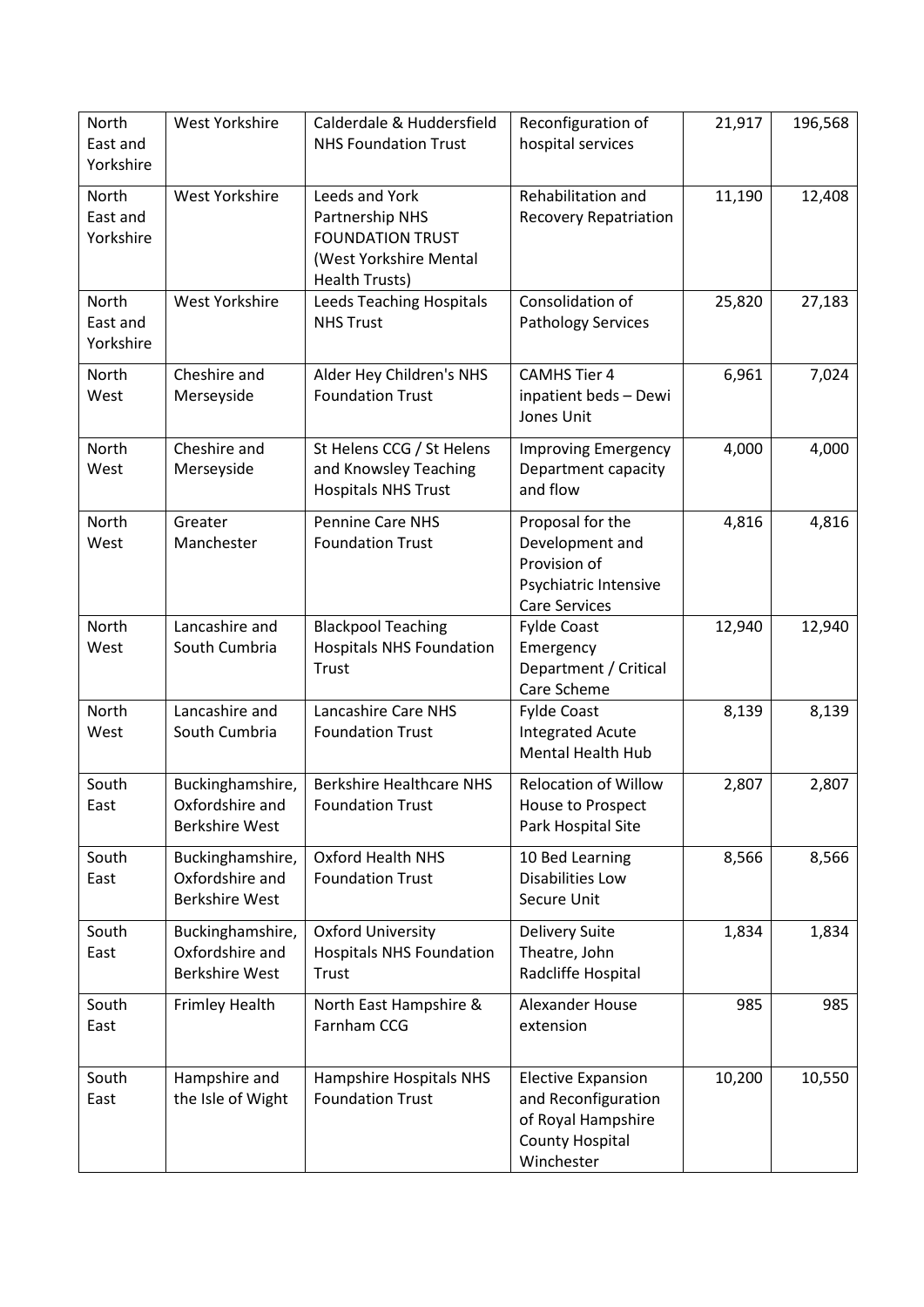| North East and Yorkshire | West Yorkshire | Calderdale & Huddersfield NHS Foundation Trust | Reconfiguration of hospital services | 21,917 | 196,568 |
|---|---|---|---|---|---|
| North East and Yorkshire | West Yorkshire | Leeds and York Partnership NHS FOUNDATION TRUST (West Yorkshire Mental Health Trusts) | Rehabilitation and Recovery Repatriation | 11,190 | 12,408 |
| North East and Yorkshire | West Yorkshire | Leeds Teaching Hospitals NHS Trust | Consolidation of Pathology Services | 25,820 | 27,183 |
| North West | Cheshire and Merseyside | Alder Hey Children's NHS Foundation Trust | CAMHS Tier 4 inpatient beds – Dewi Jones Unit | 6,961 | 7,024 |
| North West | Cheshire and Merseyside | St Helens CCG / St Helens and Knowsley Teaching Hospitals NHS Trust | Improving Emergency Department capacity and flow | 4,000 | 4,000 |
| North West | Greater Manchester | Pennine Care NHS Foundation Trust | Proposal for the Development and Provision of Psychiatric Intensive Care Services | 4,816 | 4,816 |
| North West | Lancashire and South Cumbria | Blackpool Teaching Hospitals NHS Foundation Trust | Fylde Coast Emergency Department / Critical Care Scheme | 12,940 | 12,940 |
| North West | Lancashire and South Cumbria | Lancashire Care NHS Foundation Trust | Fylde Coast Integrated Acute Mental Health Hub | 8,139 | 8,139 |
| South East | Buckinghamshire, Oxfordshire and Berkshire West | Berkshire Healthcare NHS Foundation Trust | Relocation of Willow House to Prospect Park Hospital Site | 2,807 | 2,807 |
| South East | Buckinghamshire, Oxfordshire and Berkshire West | Oxford Health NHS Foundation Trust | 10 Bed Learning Disabilities Low Secure Unit | 8,566 | 8,566 |
| South East | Buckinghamshire, Oxfordshire and Berkshire West | Oxford University Hospitals NHS Foundation Trust | Delivery Suite Theatre, John Radcliffe Hospital | 1,834 | 1,834 |
| South East | Frimley Health | North East Hampshire & Farnham CCG | Alexander House extension | 985 | 985 |
| South East | Hampshire and the Isle of Wight | Hampshire Hospitals NHS Foundation Trust | Elective Expansion and Reconfiguration of Royal Hampshire County Hospital Winchester | 10,200 | 10,550 |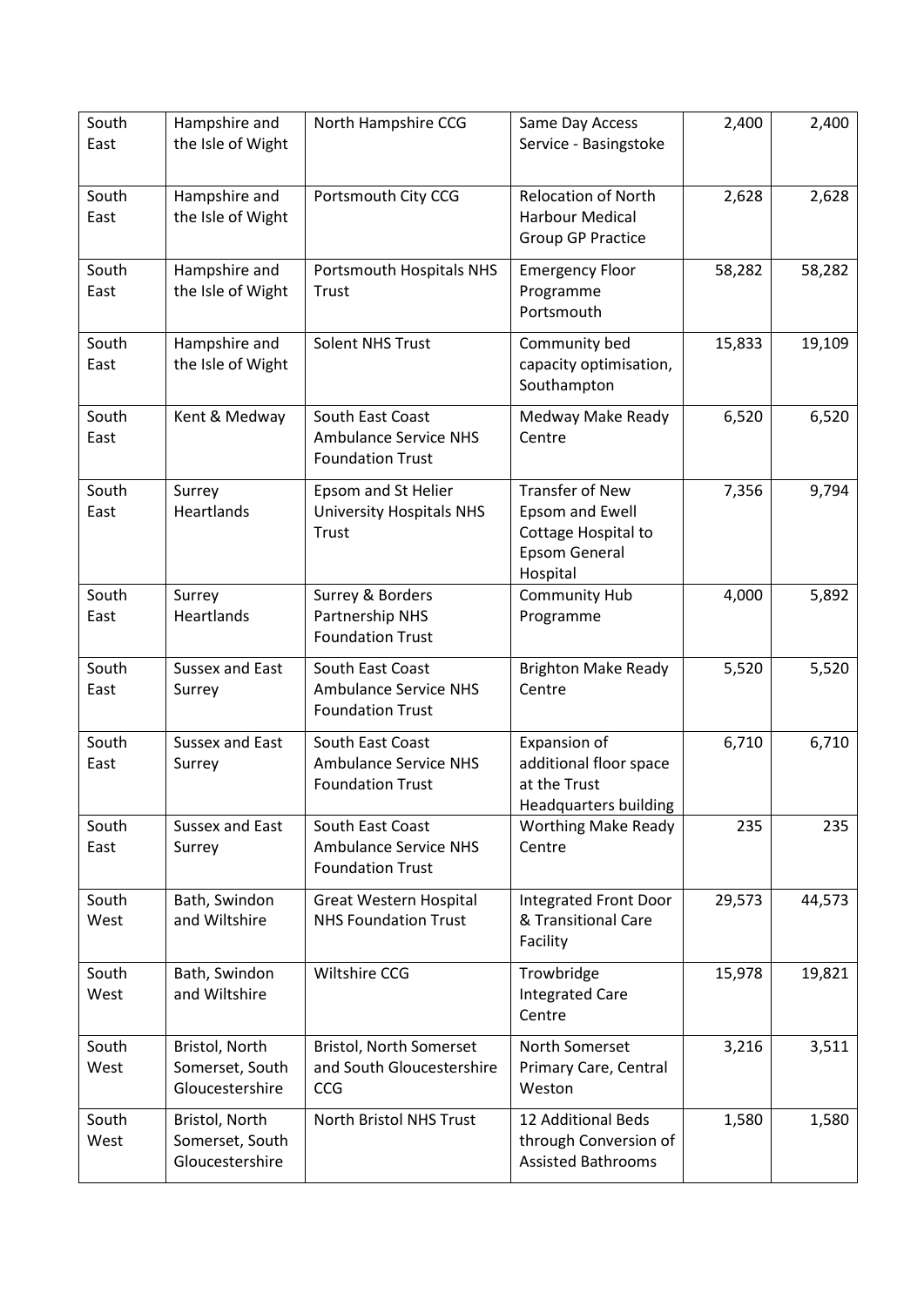| South East | Hampshire and the Isle of Wight | North Hampshire CCG | Same Day Access Service - Basingstoke | 2,400 | 2,400 |
|---|---|---|---|---|---|
| South East | Hampshire and the Isle of Wight | Portsmouth City CCG | Relocation of North Harbour Medical Group GP Practice | 2,628 | 2,628 |
| South East | Hampshire and the Isle of Wight | Portsmouth Hospitals NHS Trust | Emergency Floor Programme Portsmouth | 58,282 | 58,282 |
| South East | Hampshire and the Isle of Wight | Solent NHS Trust | Community bed capacity optimisation, Southampton | 15,833 | 19,109 |
| South East | Kent & Medway | South East Coast Ambulance Service NHS Foundation Trust | Medway Make Ready Centre | 6,520 | 6,520 |
| South East | Surrey Heartlands | Epsom and St Helier University Hospitals NHS Trust | Transfer of New Epsom and Ewell Cottage Hospital to Epsom General Hospital | 7,356 | 9,794 |
| South East | Surrey Heartlands | Surrey & Borders Partnership NHS Foundation Trust | Community Hub Programme | 4,000 | 5,892 |
| South East | Sussex and East Surrey | South East Coast Ambulance Service NHS Foundation Trust | Brighton Make Ready Centre | 5,520 | 5,520 |
| South East | Sussex and East Surrey | South East Coast Ambulance Service NHS Foundation Trust | Expansion of additional floor space at the Trust Headquarters building | 6,710 | 6,710 |
| South East | Sussex and East Surrey | South East Coast Ambulance Service NHS Foundation Trust | Worthing Make Ready Centre | 235 | 235 |
| South West | Bath, Swindon and Wiltshire | Great Western Hospital NHS Foundation Trust | Integrated Front Door & Transitional Care Facility | 29,573 | 44,573 |
| South West | Bath, Swindon and Wiltshire | Wiltshire CCG | Trowbridge Integrated Care Centre | 15,978 | 19,821 |
| South West | Bristol, North Somerset, South Gloucestershire | Bristol, North Somerset and South Gloucestershire CCG | North Somerset Primary Care, Central Weston | 3,216 | 3,511 |
| South West | Bristol, North Somerset, South Gloucestershire | North Bristol NHS Trust | 12 Additional Beds through Conversion of Assisted Bathrooms | 1,580 | 1,580 |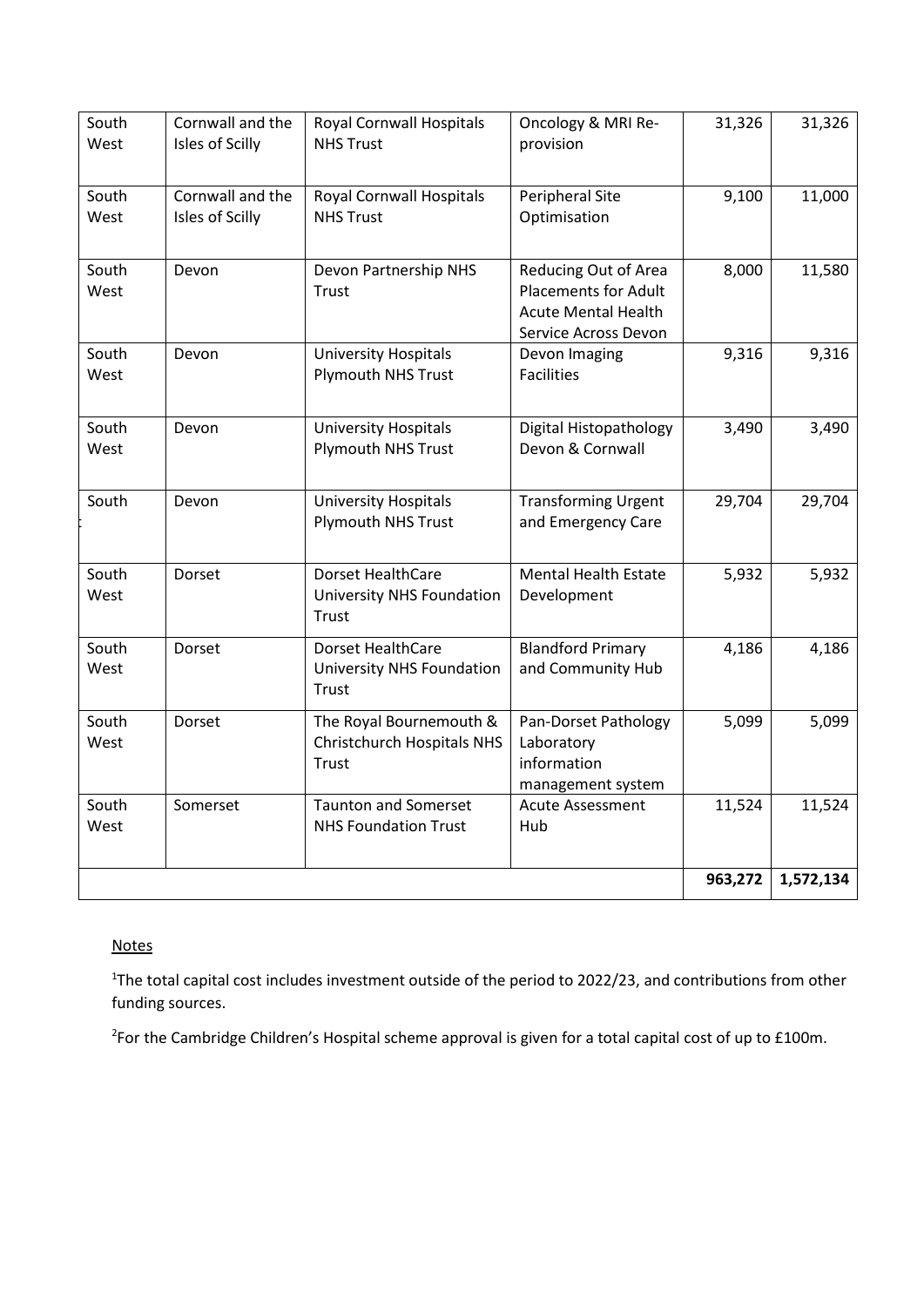| | | | | | |
|---|---|---|---|---|---|
| South West | Cornwall and the Isles of Scilly | Royal Cornwall Hospitals NHS Trust | Oncology & MRI Re-provision | 31,326 | 31,326 |
| South West | Cornwall and the Isles of Scilly | Royal Cornwall Hospitals NHS Trust | Peripheral Site Optimisation | 9,100 | 11,000 |
| South West | Devon | Devon Partnership NHS Trust | Reducing Out of Area Placements for Adult Acute Mental Health Service Across Devon | 8,000 | 11,580 |
| South West | Devon | University Hospitals Plymouth NHS Trust | Devon Imaging Facilities | 9,316 | 9,316 |
| South West | Devon | University Hospitals Plymouth NHS Trust | Digital Histopathology Devon & Cornwall | 3,490 | 3,490 |
| South | Devon | University Hospitals Plymouth NHS Trust | Transforming Urgent and Emergency Care | 29,704 | 29,704 |
| South West | Dorset | Dorset HealthCare University NHS Foundation Trust | Mental Health Estate Development | 5,932 | 5,932 |
| South West | Dorset | Dorset HealthCare University NHS Foundation Trust | Blandford Primary and Community Hub | 4,186 | 4,186 |
| South West | Dorset | The Royal Bournemouth & Christchurch Hospitals NHS Trust | Pan-Dorset Pathology Laboratory information management system | 5,099 | 5,099 |
| South West | Somerset | Taunton and Somerset NHS Foundation Trust | Acute Assessment Hub | 11,524 | 11,524 |
| | | | | **963,272** | **1,572,134** |

Notes

[1]The total capital cost includes investment outside of the period to 2022/23, and contributions from other funding sources.

[2]For the Cambridge Children's Hospital scheme approval is given for a total capital cost of up to £100m.